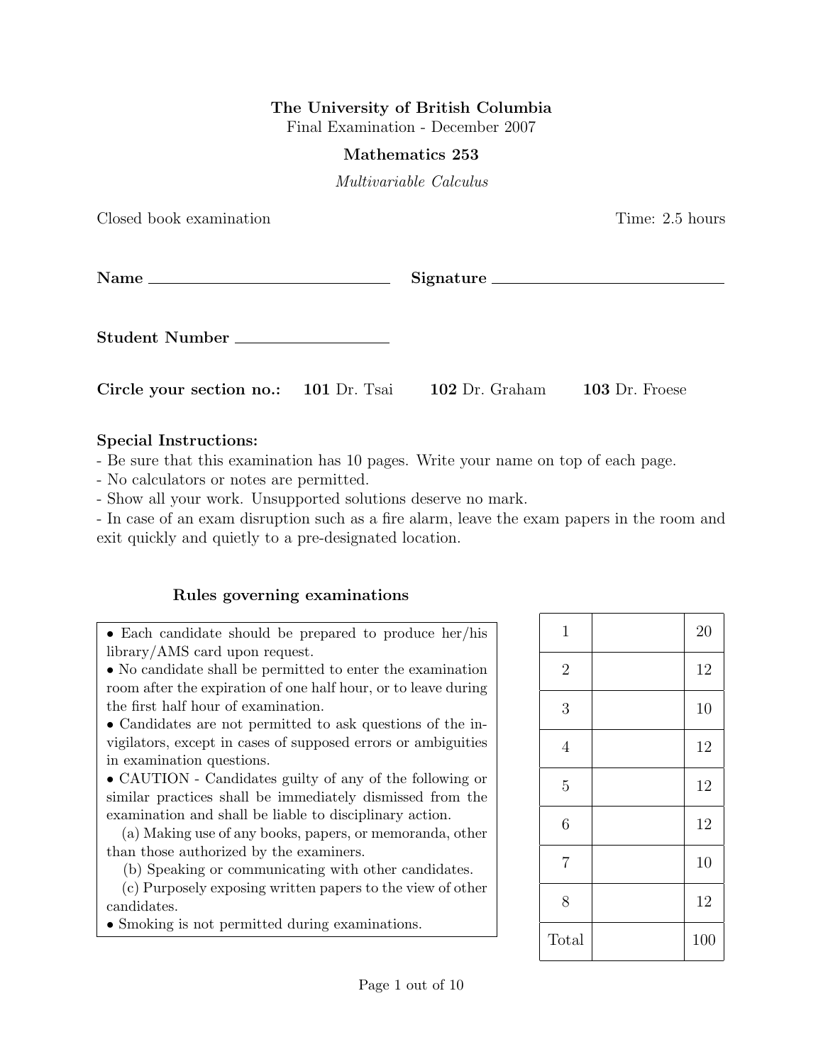**The University of British Columbia**

Final Examination - December 2007

**Mathematics 253**

*Multivariable Calculus*

Closed book examination

Time: 2.5 hours

**Name** ______________________________ **Signature** ______________________________

**Student Number** ____________________

**Circle your section no.:** **101** Dr. Tsai **102** Dr. Graham **103** Dr. Froese

**Special Instructions:**

- Be sure that this examination has 10 pages. Write your name on top of each page.
- No calculators or notes are permitted.
- Show all your work. Unsupported solutions deserve no mark.
- In case of an exam disruption such as a fire alarm, leave the exam papers in the room and exit quickly and quietly to a pre-designated location.

**Rules governing examinations**

- Each candidate should be prepared to produce her/his library/AMS card upon request.
- No candidate shall be permitted to enter the examination room after the expiration of one half hour, or to leave during the first half hour of examination.
- Candidates are not permitted to ask questions of the invigilators, except in cases of supposed errors or ambiguities in examination questions.
- CAUTION - Candidates guilty of any of the following or similar practices shall be immediately dismissed from the examination and shall be liable to disciplinary action.
  - (a) Making use of any books, papers, or memoranda, other than those authorized by the examiners.
  - (b) Speaking or communicating with other candidates.
  - (c) Purposely exposing written papers to the view of other candidates.
- Smoking is not permitted during examinations.

| | | |
|---|---|---|
| 1 | | 20 |
| 2 | | 12 |
| 3 | | 10 |
| 4 | | 12 |
| 5 | | 12 |
| 6 | | 12 |
| 7 | | 10 |
| 8 | | 12 |
| Total | | 100 |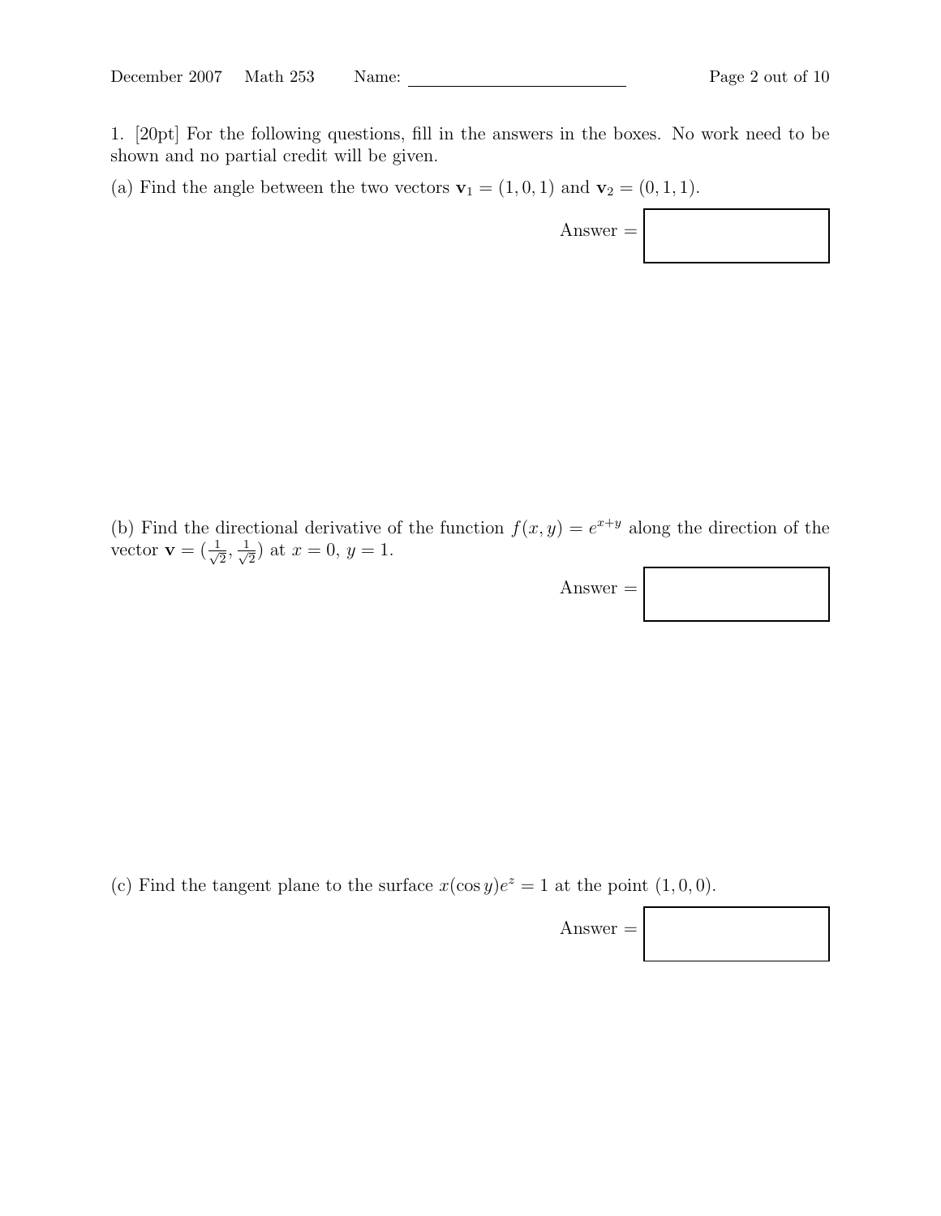1. [20pt] For the following questions, fill in the answers in the boxes. No work need to be shown and no partial credit will be given.

(a) Find the angle between the two vectors $\mathbf{v}_1 = (1, 0, 1)$ and $\mathbf{v}_2 = (0, 1, 1)$.

Answer =

(b) Find the directional derivative of the function $f(x, y) = e^{x+y}$ along the direction of the vector $\mathbf{v} = (\frac{1}{\sqrt{2}}, \frac{1}{\sqrt{2}})$ at $x = 0$, $y = 1$.

Answer =

(c) Find the tangent plane to the surface $x(\cos y)e^z = 1$ at the point $(1, 0, 0)$.

Answer =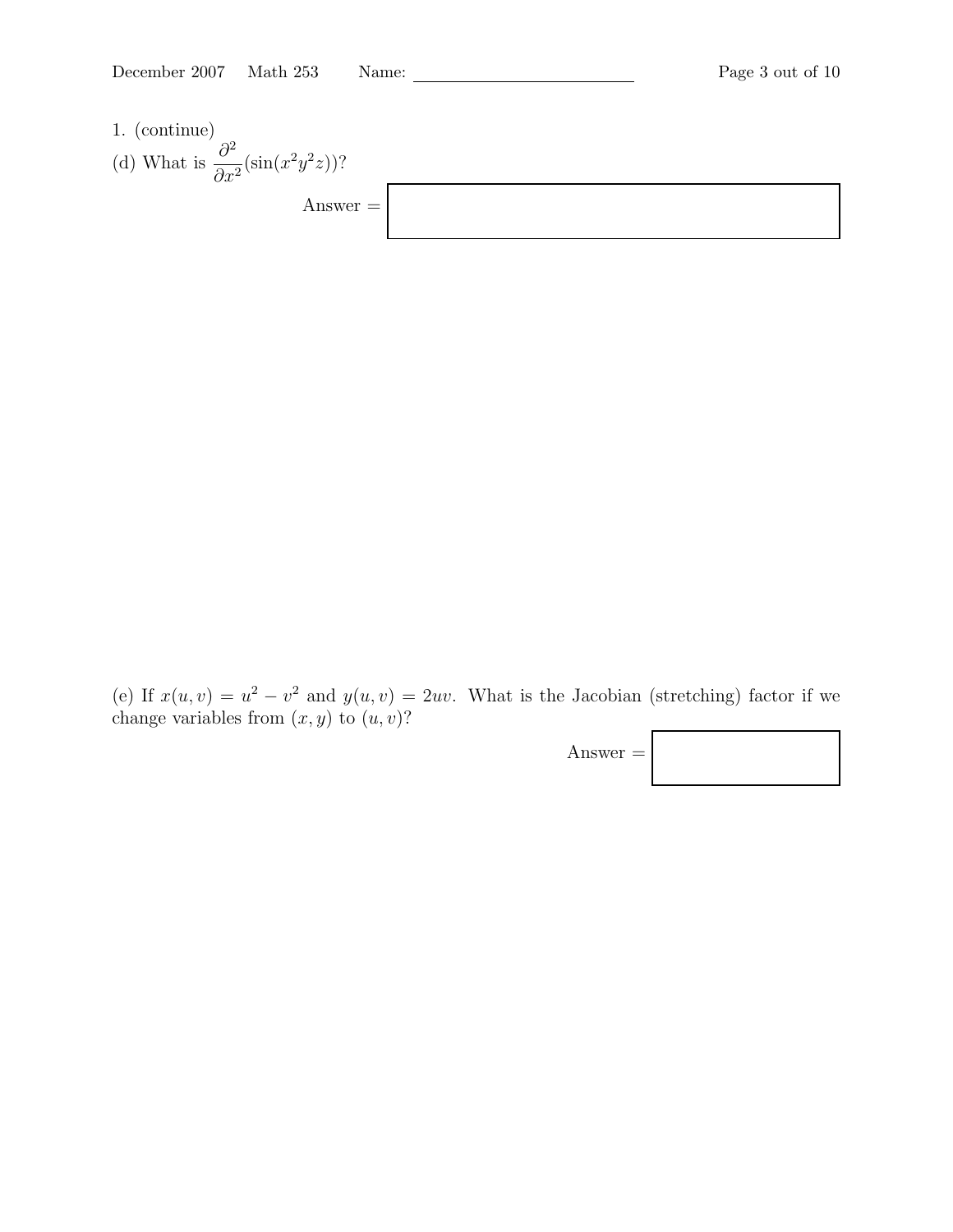1. (continue)

(d) What is $\dfrac{\partial^2}{\partial x^2}(\sin(x^2y^2z))$?

Answer =

(e) If $x(u, v) = u^2 - v^2$ and $y(u, v) = 2uv$. What is the Jacobian (stretching) factor if we change variables from $(x, y)$ to $(u, v)$?

Answer =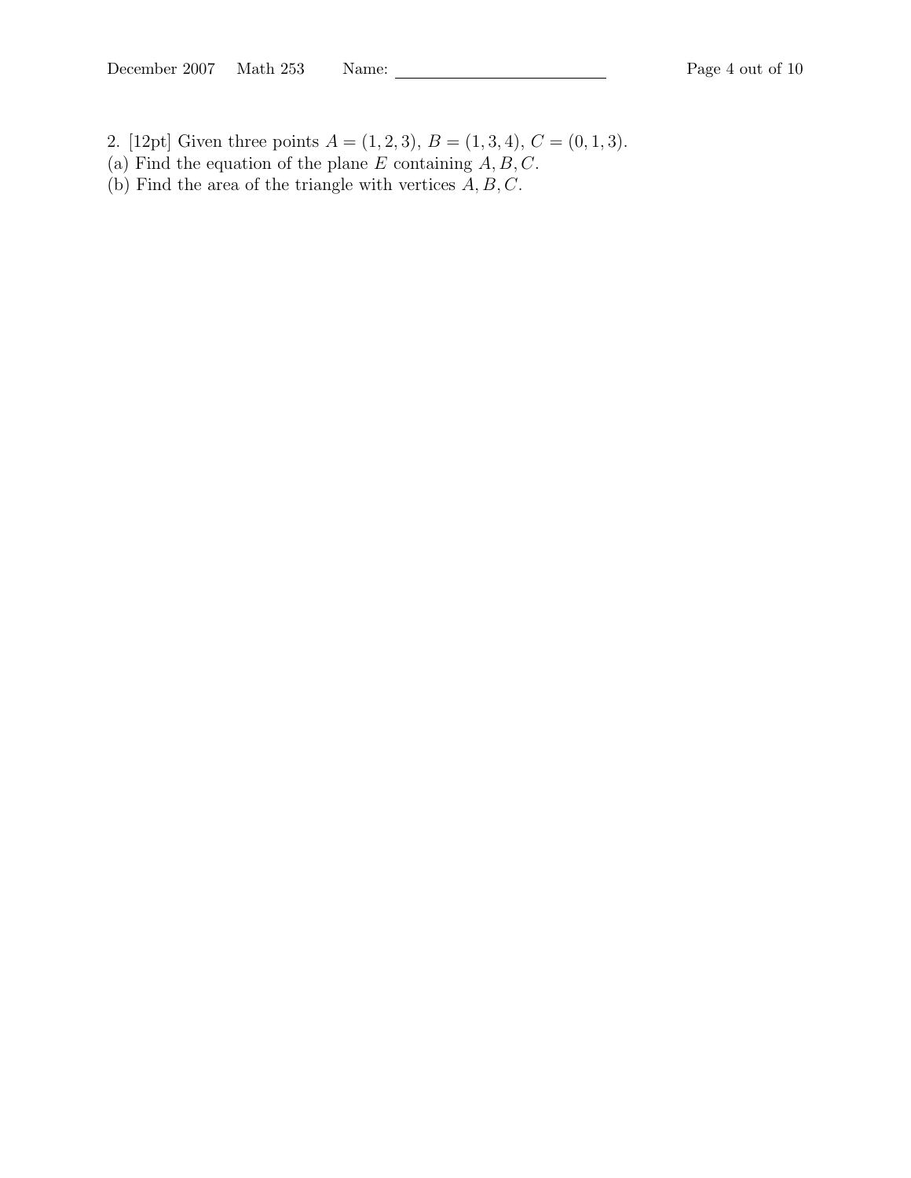2. [12pt] Given three points $A = (1, 2, 3)$, $B = (1, 3, 4)$, $C = (0, 1, 3)$.
(a) Find the equation of the plane $E$ containing $A, B, C$.
(b) Find the area of the triangle with vertices $A, B, C$.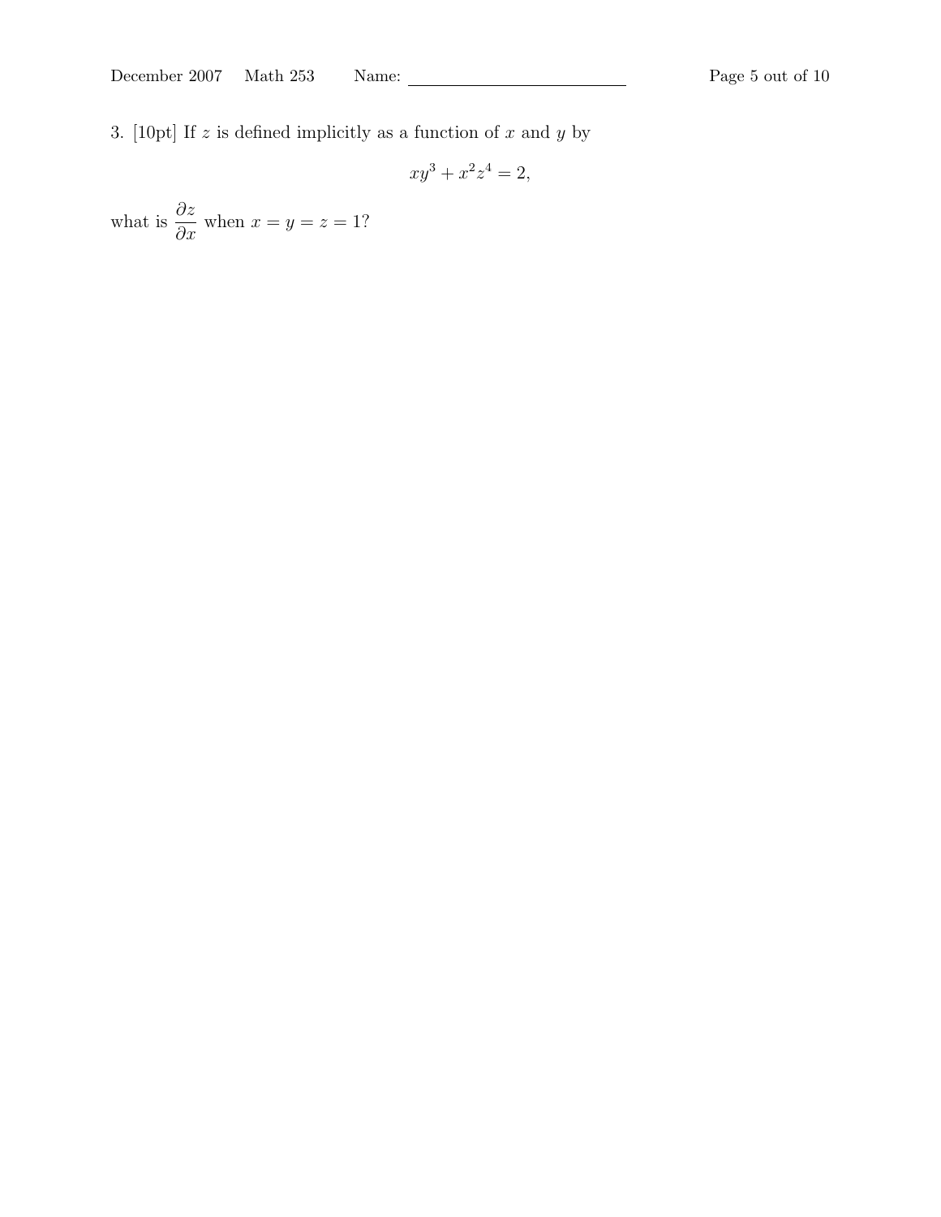3. [10pt] If $z$ is defined implicitly as a function of $x$ and $y$ by

$$xy^3 + x^2z^4 = 2,$$

what is $\dfrac{\partial z}{\partial x}$ when $x = y = z = 1$?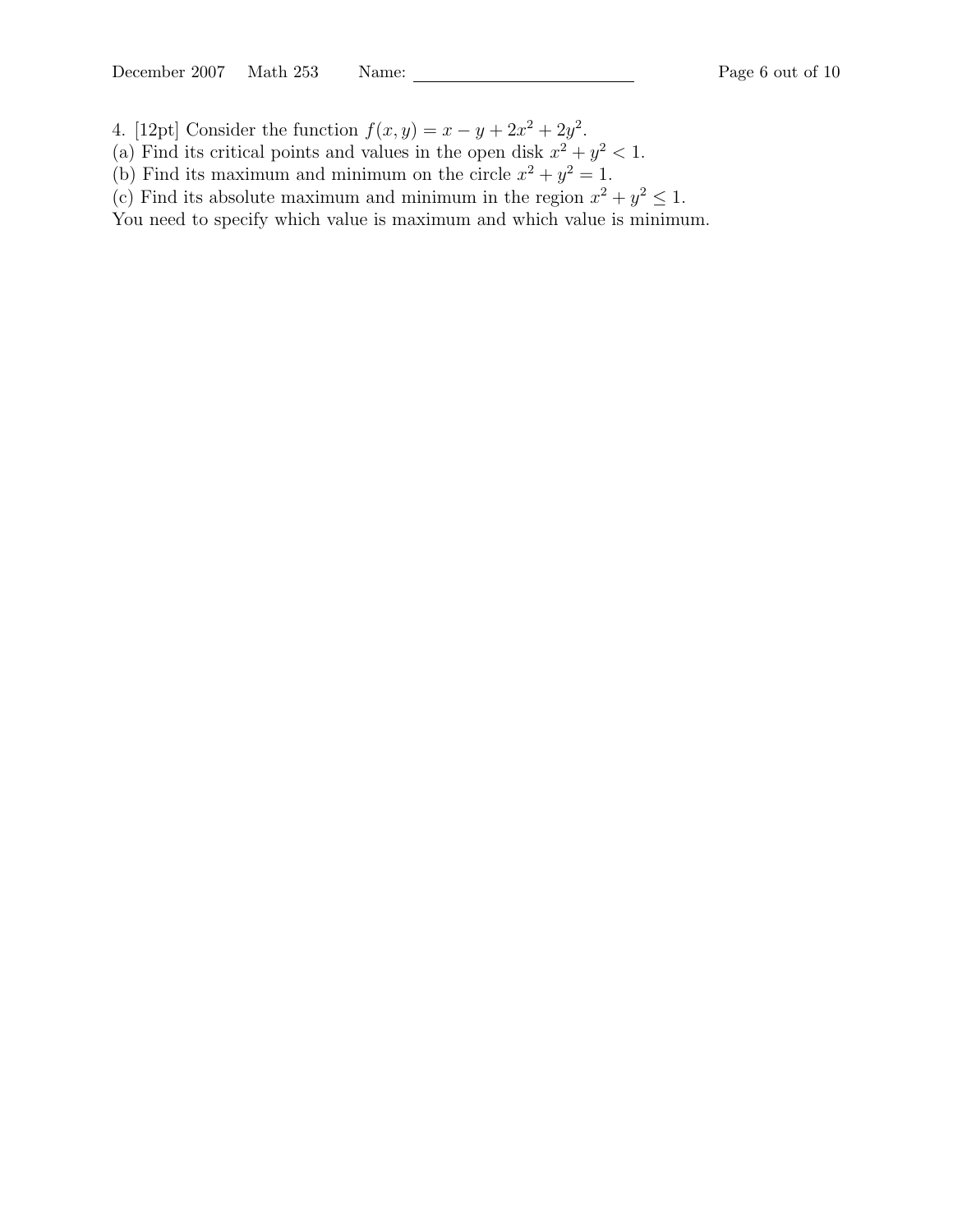4. [12pt] Consider the function $f(x, y) = x - y + 2x^2 + 2y^2$.

(a) Find its critical points and values in the open disk $x^2 + y^2 < 1$.

(b) Find its maximum and minimum on the circle $x^2 + y^2 = 1$.

(c) Find its absolute maximum and minimum in the region $x^2 + y^2 \leq 1$.

You need to specify which value is maximum and which value is minimum.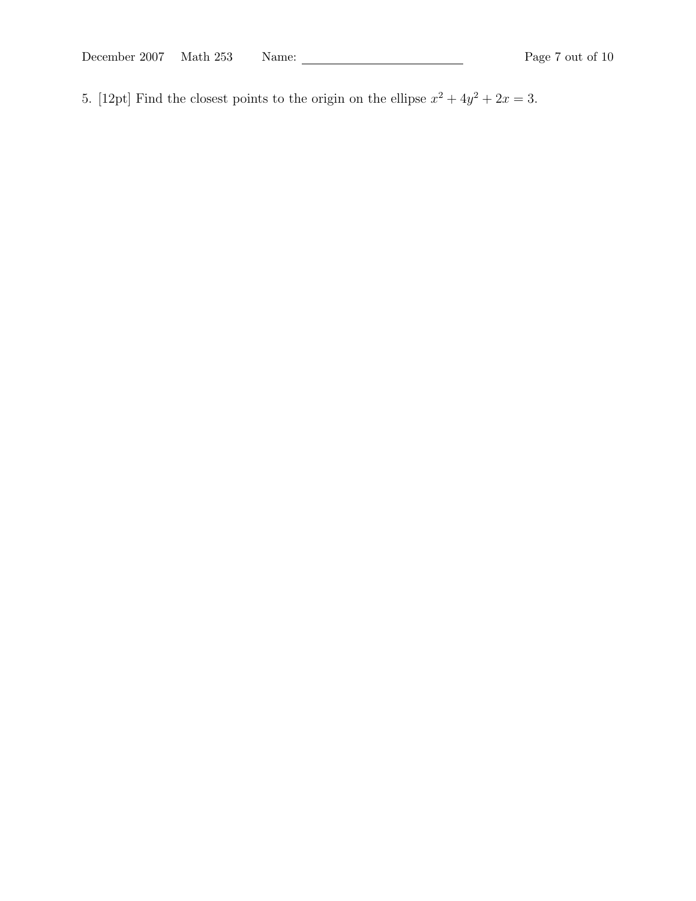5. [12pt] Find the closest points to the origin on the ellipse $x^2 + 4y^2 + 2x = 3$.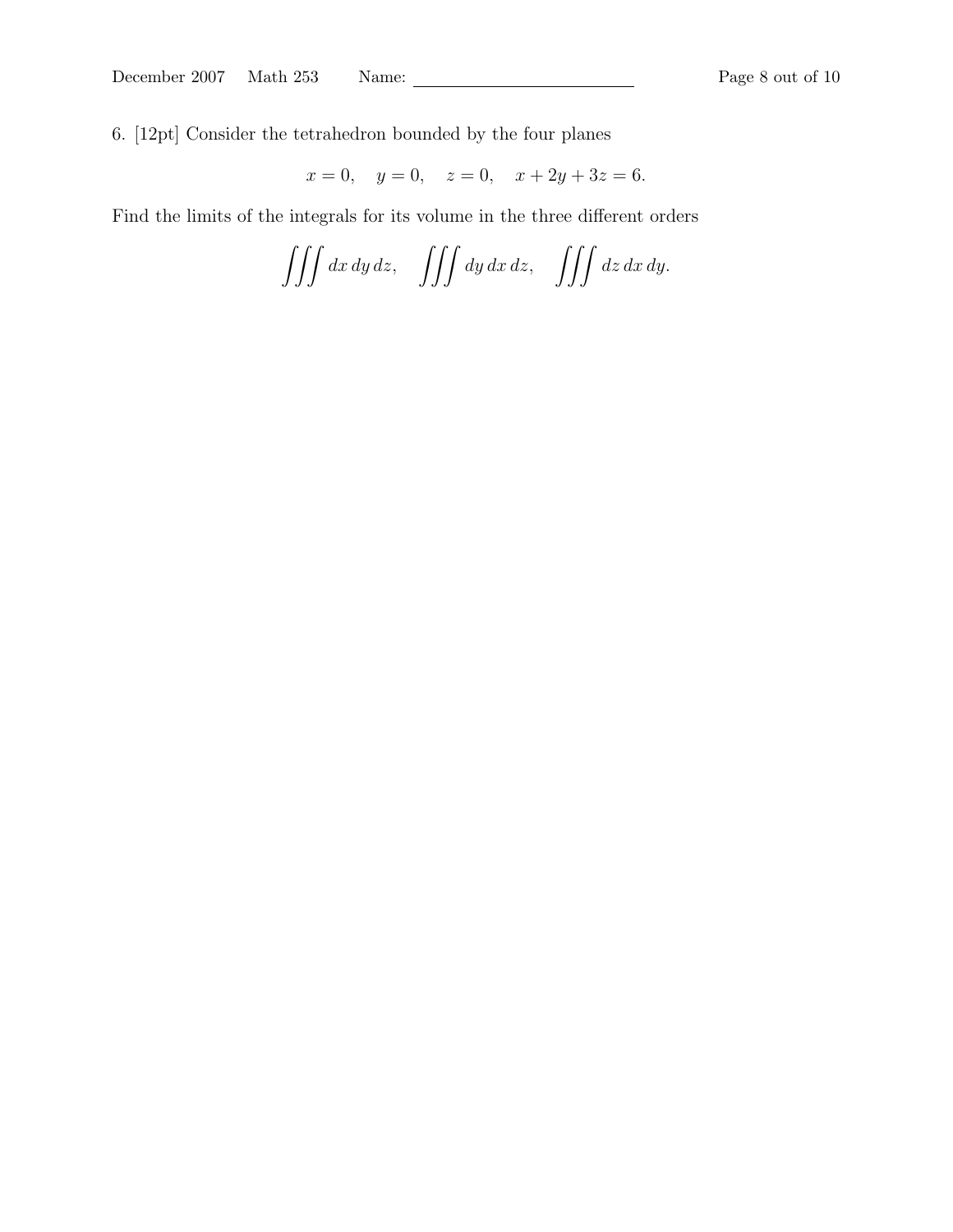6. [12pt] Consider the tetrahedron bounded by the four planes

$$x = 0, \quad y = 0, \quad z = 0, \quad x + 2y + 3z = 6.$$

Find the limits of the integrals for its volume in the three different orders

$$\iiint dx\, dy\, dz, \quad \iiint dy\, dx\, dz, \quad \iiint dz\, dx\, dy.$$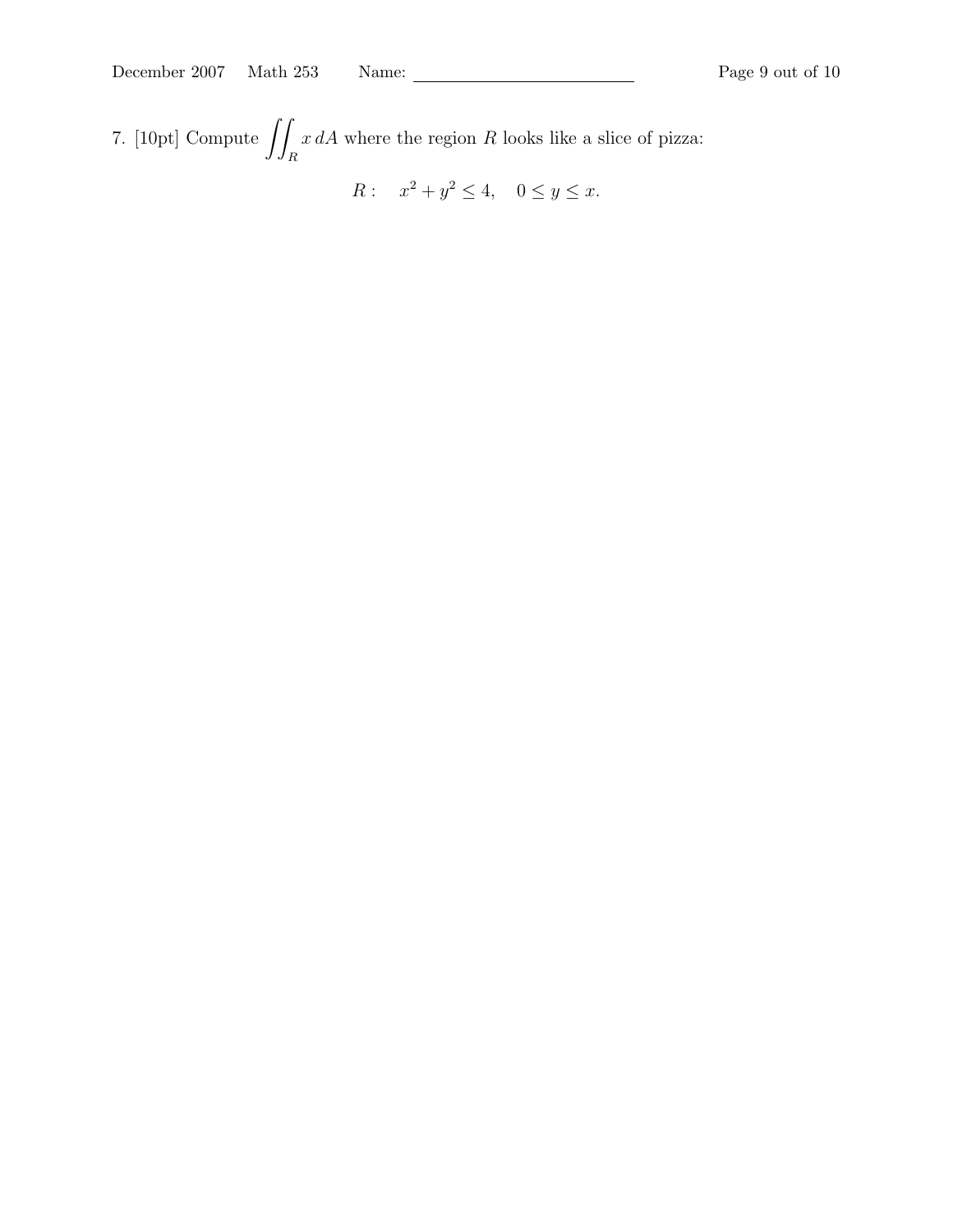7. [10pt] Compute $\iint_R x \, dA$ where the region $R$ looks like a slice of pizza:

$$R: \quad x^2 + y^2 \leq 4, \quad 0 \leq y \leq x.$$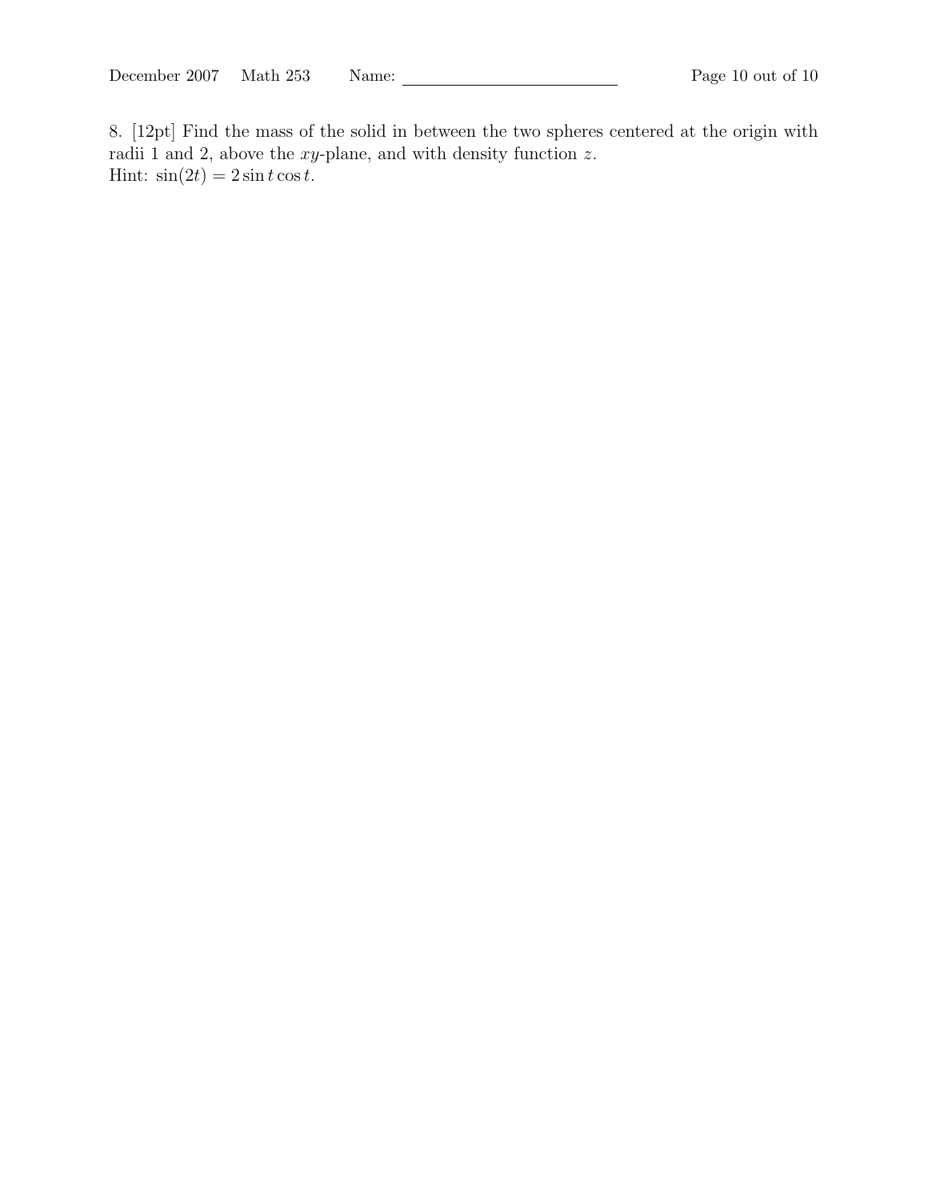8. [12pt] Find the mass of the solid in between the two spheres centered at the origin with radii 1 and 2, above the $xy$-plane, and with density function $z$.
Hint: $\sin(2t) = 2\sin t \cos t$.